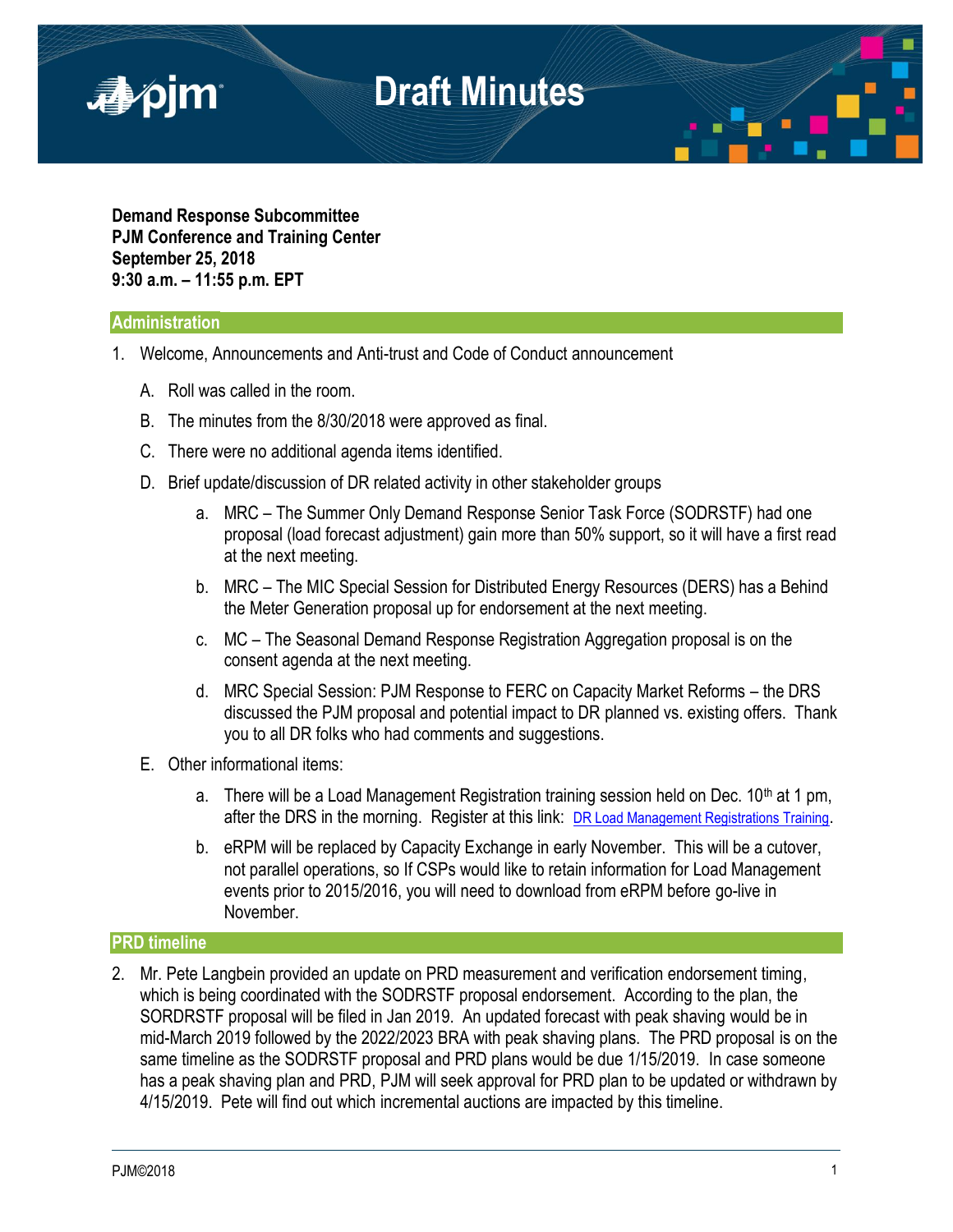# Draft Minutes

**Demand Response Subcommittee**
**PJM Conference and Training Center**
**September 25, 2018**
**9:30 a.m. – 11:55 p.m. EPT**

## Administration

1. Welcome, Announcements and Anti-trust and Code of Conduct announcement

   A. Roll was called in the room.

   B. The minutes from the 8/30/2018 were approved as final.

   C. There were no additional agenda items identified.

   D. Brief update/discussion of DR related activity in other stakeholder groups

      a. MRC – The Summer Only Demand Response Senior Task Force (SODRSTF) had one proposal (load forecast adjustment) gain more than 50% support, so it will have a first read at the next meeting.

      b. MRC – The MIC Special Session for Distributed Energy Resources (DERS) has a Behind the Meter Generation proposal up for endorsement at the next meeting.

      c. MC – The Seasonal Demand Response Registration Aggregation proposal is on the consent agenda at the next meeting.

      d. MRC Special Session: PJM Response to FERC on Capacity Market Reforms – the DRS discussed the PJM proposal and potential impact to DR planned vs. existing offers. Thank you to all DR folks who had comments and suggestions.

   E. Other informational items:

      a. There will be a Load Management Registration training session held on Dec. 10th at 1 pm, after the DRS in the morning. Register at this link: [DR Load Management Registrations Training](#).

      b. eRPM will be replaced by Capacity Exchange in early November. This will be a cutover, not parallel operations, so If CSPs would like to retain information for Load Management events prior to 2015/2016, you will need to download from eRPM before go-live in November.

## PRD timeline

2. Mr. Pete Langbein provided an update on PRD measurement and verification endorsement timing, which is being coordinated with the SODRSTF proposal endorsement. According to the plan, the SORDRSTF proposal will be filed in Jan 2019. An updated forecast with peak shaving would be in mid-March 2019 followed by the 2022/2023 BRA with peak shaving plans. The PRD proposal is on the same timeline as the SODRSTF proposal and PRD plans would be due 1/15/2019. In case someone has a peak shaving plan and PRD, PJM will seek approval for PRD plan to be updated or withdrawn by 4/15/2019. Pete will find out which incremental auctions are impacted by this timeline.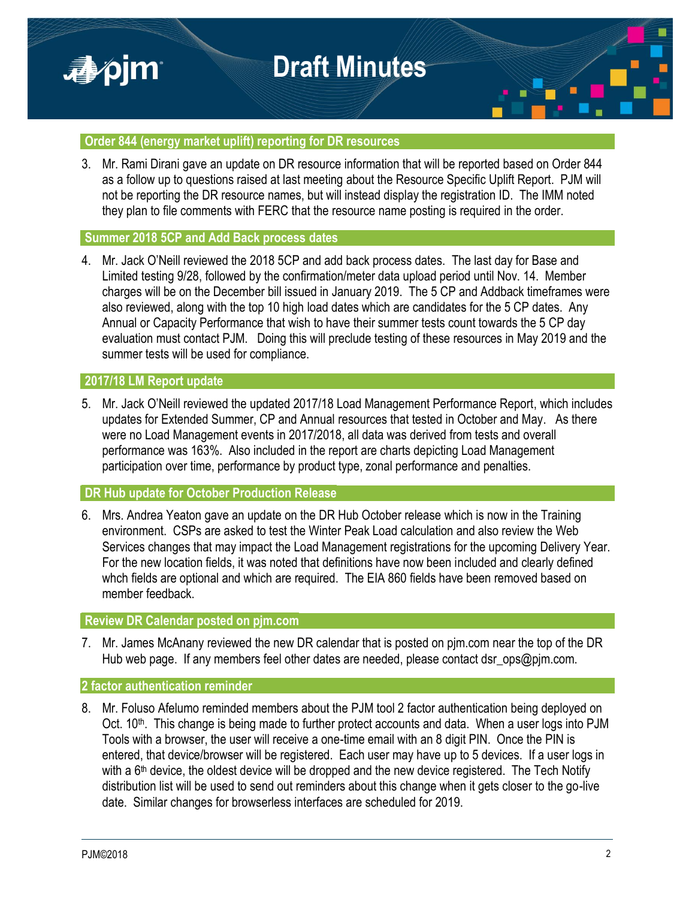## Order 844 (energy market uplift) reporting for DR resources

3. Mr. Rami Dirani gave an update on DR resource information that will be reported based on Order 844 as a follow up to questions raised at last meeting about the Resource Specific Uplift Report. PJM will not be reporting the DR resource names, but will instead display the registration ID. The IMM noted they plan to file comments with FERC that the resource name posting is required in the order.

## Summer 2018 5CP and Add Back process dates

4. Mr. Jack O'Neill reviewed the 2018 5CP and add back process dates. The last day for Base and Limited testing 9/28, followed by the confirmation/meter data upload period until Nov. 14. Member charges will be on the December bill issued in January 2019. The 5 CP and Addback timeframes were also reviewed, along with the top 10 high load dates which are candidates for the 5 CP dates. Any Annual or Capacity Performance that wish to have their summer tests count towards the 5 CP day evaluation must contact PJM. Doing this will preclude testing of these resources in May 2019 and the summer tests will be used for compliance.

## 2017/18 LM Report update

5. Mr. Jack O'Neill reviewed the updated 2017/18 Load Management Performance Report, which includes updates for Extended Summer, CP and Annual resources that tested in October and May. As there were no Load Management events in 2017/2018, all data was derived from tests and overall performance was 163%. Also included in the report are charts depicting Load Management participation over time, performance by product type, zonal performance and penalties.

## DR Hub update for October Production Release

6. Mrs. Andrea Yeaton gave an update on the DR Hub October release which is now in the Training environment. CSPs are asked to test the Winter Peak Load calculation and also review the Web Services changes that may impact the Load Management registrations for the upcoming Delivery Year. For the new location fields, it was noted that definitions have now been included and clearly defined whch fields are optional and which are required. The EIA 860 fields have been removed based on member feedback.

## Review DR Calendar posted on pjm.com

7. Mr. James McAnany reviewed the new DR calendar that is posted on pjm.com near the top of the DR Hub web page. If any members feel other dates are needed, please contact dsr_ops@pjm.com.

## 2 factor authentication reminder

8. Mr. Foluso Afelumo reminded members about the PJM tool 2 factor authentication being deployed on Oct. 10th. This change is being made to further protect accounts and data. When a user logs into PJM Tools with a browser, the user will receive a one-time email with an 8 digit PIN. Once the PIN is entered, that device/browser will be registered. Each user may have up to 5 devices. If a user logs in with a 6th device, the oldest device will be dropped and the new device registered. The Tech Notify distribution list will be used to send out reminders about this change when it gets closer to the go-live date. Similar changes for browserless interfaces are scheduled for 2019.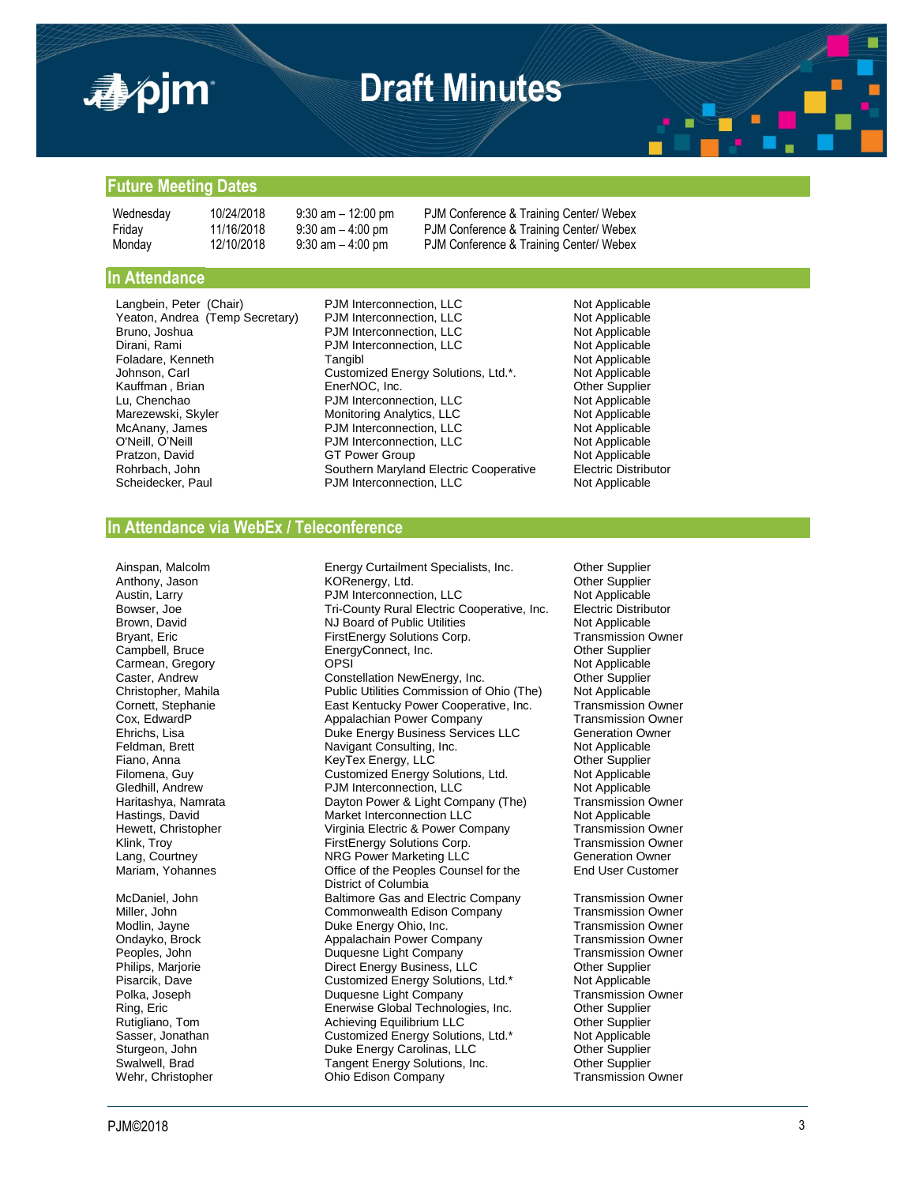## Future Meeting Dates

| | | | |
|---|---|---|---|
| Wednesday | 10/24/2018 | 9:30 am – 12:00 pm | PJM Conference & Training Center/ Webex |
| Friday | 11/16/2018 | 9:30 am – 4:00 pm | PJM Conference & Training Center/ Webex |
| Monday | 12/10/2018 | 9:30 am – 4:00 pm | PJM Conference & Training Center/ Webex |

## In Attendance

| | | |
|---|---|---|
| Langbein, Peter (Chair) | PJM Interconnection, LLC | Not Applicable |
| Yeaton, Andrea (Temp Secretary) | PJM Interconnection, LLC | Not Applicable |
| Bruno, Joshua | PJM Interconnection, LLC | Not Applicable |
| Dirani, Rami | PJM Interconnection, LLC | Not Applicable |
| Foladare, Kenneth | Tangibl | Not Applicable |
| Johnson, Carl | Customized Energy Solutions, Ltd.*. | Not Applicable |
| Kauffman , Brian | EnerNOC, Inc. | Other Supplier |
| Lu, Chenchao | PJM Interconnection, LLC | Not Applicable |
| Marezewski, Skyler | Monitoring Analytics, LLC | Not Applicable |
| McAnany, James | PJM Interconnection, LLC | Not Applicable |
| O'Neill, O'Neill | PJM Interconnection, LLC | Not Applicable |
| Pratzon, David | GT Power Group | Not Applicable |
| Rohrbach, John | Southern Maryland Electric Cooperative | Electric Distributor |
| Scheidecker, Paul | PJM Interconnection, LLC | Not Applicable |

## In Attendance via WebEx / Teleconference

| | | |
|---|---|---|
| Ainspan, Malcolm | Energy Curtailment Specialists, Inc. | Other Supplier |
| Anthony, Jason | KORenergy, Ltd. | Other Supplier |
| Austin, Larry | PJM Interconnection, LLC | Not Applicable |
| Bowser, Joe | Tri-County Rural Electric Cooperative, Inc. | Electric Distributor |
| Brown, David | NJ Board of Public Utilities | Not Applicable |
| Bryant, Eric | FirstEnergy Solutions Corp. | Transmission Owner |
| Campbell, Bruce | EnergyConnect, Inc. | Other Supplier |
| Carmean, Gregory | OPSI | Not Applicable |
| Caster, Andrew | Constellation NewEnergy, Inc. | Other Supplier |
| Christopher, Mahila | Public Utilities Commission of Ohio (The) | Not Applicable |
| Cornett, Stephanie | East Kentucky Power Cooperative, Inc. | Transmission Owner |
| Cox, EdwardP | Appalachian Power Company | Transmission Owner |
| Ehrichs, Lisa | Duke Energy Business Services LLC | Generation Owner |
| Feldman, Brett | Navigant Consulting, Inc. | Not Applicable |
| Fiano, Anna | KeyTex Energy, LLC | Other Supplier |
| Filomena, Guy | Customized Energy Solutions, Ltd. | Not Applicable |
| Gledhill, Andrew | PJM Interconnection, LLC | Not Applicable |
| Haritashya, Namrata | Dayton Power & Light Company (The) | Transmission Owner |
| Hastings, David | Market Interconnection LLC | Not Applicable |
| Hewett, Christopher | Virginia Electric & Power Company | Transmission Owner |
| Klink, Troy | FirstEnergy Solutions Corp. | Transmission Owner |
| Lang, Courtney | NRG Power Marketing LLC | Generation Owner |
| Mariam, Yohannes | Office of the Peoples Counsel for the District of Columbia | End User Customer |
| McDaniel, John | Baltimore Gas and Electric Company | Transmission Owner |
| Miller, John | Commonwealth Edison Company | Transmission Owner |
| Modlin, Jayne | Duke Energy Ohio, Inc. | Transmission Owner |
| Ondayko, Brock | Appalachain Power Company | Transmission Owner |
| Peoples, John | Duquesne Light Company | Transmission Owner |
| Philips, Marjorie | Direct Energy Business, LLC | Other Supplier |
| Pisarcik, Dave | Customized Energy Solutions, Ltd.* | Not Applicable |
| Polka, Joseph | Duquesne Light Company | Transmission Owner |
| Ring, Eric | Enerwise Global Technologies, Inc. | Other Supplier |
| Rutigliano, Tom | Achieving Equilibrium LLC | Other Supplier |
| Sasser, Jonathan | Customized Energy Solutions, Ltd.* | Not Applicable |
| Sturgeon, John | Duke Energy Carolinas, LLC | Other Supplier |
| Swalwell, Brad | Tangent Energy Solutions, Inc. | Other Supplier |
| Wehr, Christopher | Ohio Edison Company | Transmission Owner |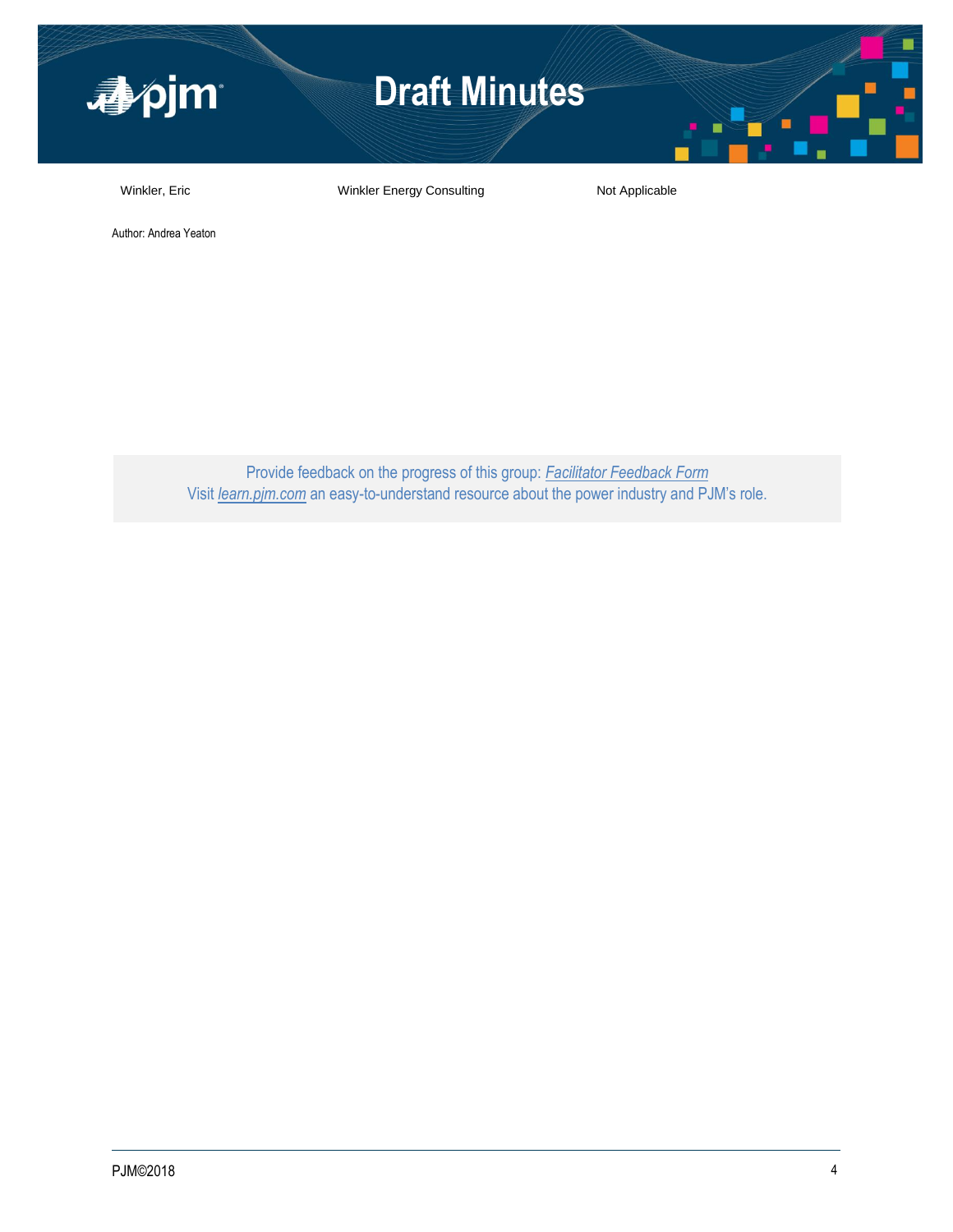| | | |
|---|---|---|
| Winkler, Eric | Winkler Energy Consulting | Not Applicable |

Author: Andrea Yeaton

Provide feedback on the progress of this group: *Facilitator Feedback Form*
Visit *learn.pjm.com* an easy-to-understand resource about the power industry and PJM's role.